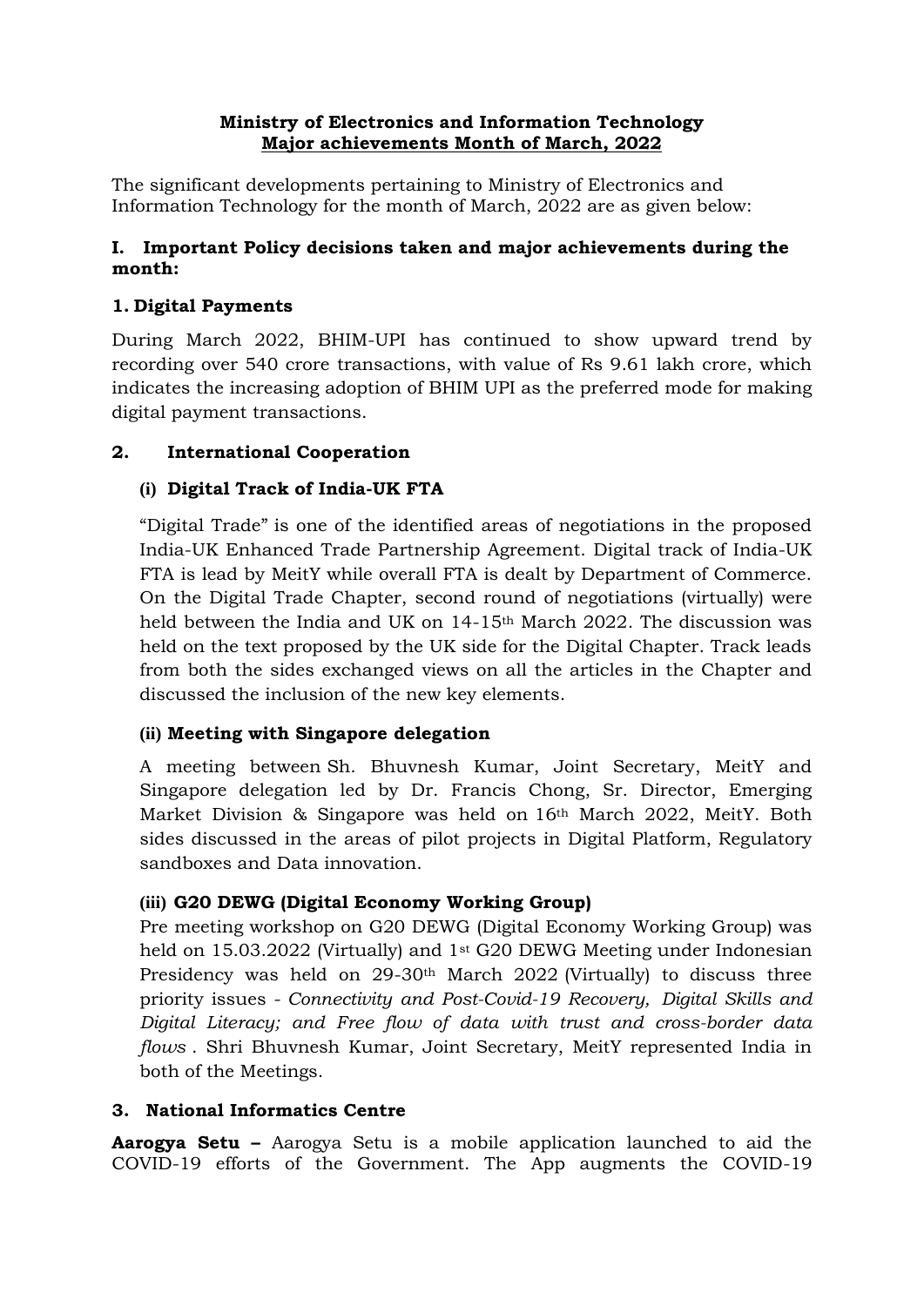**Ministry of Electronics and Information Technology**
**Major achievements Month of March, 2022**

The significant developments pertaining to Ministry of Electronics and Information Technology for the month of March, 2022 are as given below:

## I. Important Policy decisions taken and major achievements during the month:

### 1. Digital Payments

During March 2022, BHIM-UPI has continued to show upward trend by recording over 540 crore transactions, with value of Rs 9.61 lakh crore, which indicates the increasing adoption of BHIM UPI as the preferred mode for making digital payment transactions.

### 2. International Cooperation

#### (i) Digital Track of India-UK FTA

"Digital Trade" is one of the identified areas of negotiations in the proposed India-UK Enhanced Trade Partnership Agreement. Digital track of India-UK FTA is lead by MeitY while overall FTA is dealt by Department of Commerce. On the Digital Trade Chapter, second round of negotiations (virtually) were held between the India and UK on 14-15th March 2022. The discussion was held on the text proposed by the UK side for the Digital Chapter. Track leads from both the sides exchanged views on all the articles in the Chapter and discussed the inclusion of the new key elements.

#### (ii) Meeting with Singapore delegation

A meeting between Sh. Bhuvnesh Kumar, Joint Secretary, MeitY and Singapore delegation led by Dr. Francis Chong, Sr. Director, Emerging Market Division & Singapore was held on 16th March 2022, MeitY. Both sides discussed in the areas of pilot projects in Digital Platform, Regulatory sandboxes and Data innovation.

#### (iii) G20 DEWG (Digital Economy Working Group)

Pre meeting workshop on G20 DEWG (Digital Economy Working Group) was held on 15.03.2022 (Virtually) and 1st G20 DEWG Meeting under Indonesian Presidency was held on 29-30th March 2022 (Virtually) to discuss three priority issues - *Connectivity and Post-Covid-19 Recovery, Digital Skills and Digital Literacy; and Free flow of data with trust and cross-border data flows* . Shri Bhuvnesh Kumar, Joint Secretary, MeitY represented India in both of the Meetings.

### 3. National Informatics Centre

**Aarogya Setu –** Aarogya Setu is a mobile application launched to aid the COVID-19 efforts of the Government. The App augments the COVID-19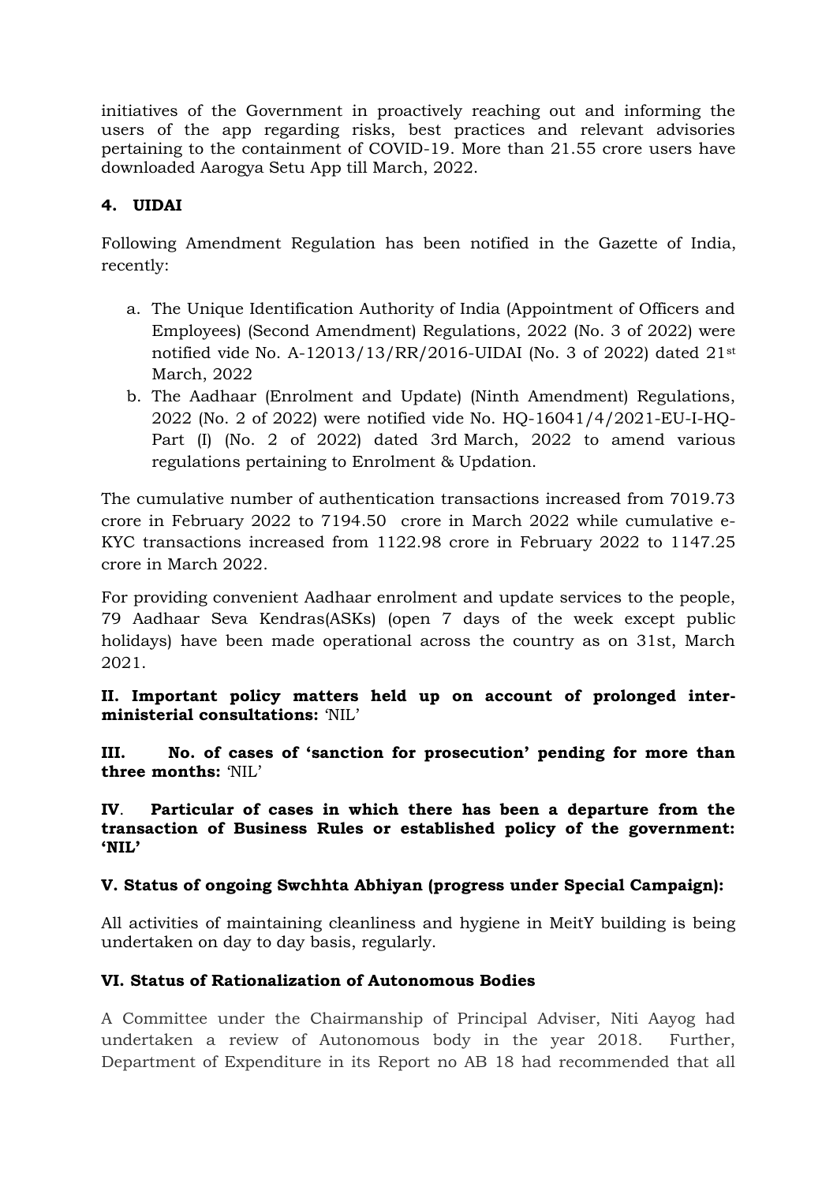initiatives of the Government in proactively reaching out and informing the users of the app regarding risks, best practices and relevant advisories pertaining to the containment of COVID-19. More than 21.55 crore users have downloaded Aarogya Setu App till March, 2022.

### 4. UIDAI

Following Amendment Regulation has been notified in the Gazette of India, recently:

a. The Unique Identification Authority of India (Appointment of Officers and Employees) (Second Amendment) Regulations, 2022 (No. 3 of 2022) were notified vide No. A-12013/13/RR/2016-UIDAI (No. 3 of 2022) dated 21st March, 2022
b. The Aadhaar (Enrolment and Update) (Ninth Amendment) Regulations, 2022 (No. 2 of 2022) were notified vide No. HQ-16041/4/2021-EU-I-HQ-Part (I) (No. 2 of 2022) dated 3rd March, 2022 to amend various regulations pertaining to Enrolment & Updation.

The cumulative number of authentication transactions increased from 7019.73 crore in February 2022 to 7194.50 crore in March 2022 while cumulative e-KYC transactions increased from 1122.98 crore in February 2022 to 1147.25 crore in March 2022.

For providing convenient Aadhaar enrolment and update services to the people, 79 Aadhaar Seva Kendras(ASKs) (open 7 days of the week except public holidays) have been made operational across the country as on 31st, March 2021.

**II. Important policy matters held up on account of prolonged inter-ministerial consultations:** 'NIL'

**III. No. of cases of 'sanction for prosecution' pending for more than three months:** 'NIL'

**IV. Particular of cases in which there has been a departure from the transaction of Business Rules or established policy of the government: 'NIL'**

**V. Status of ongoing Swchhta Abhiyan (progress under Special Campaign):**

All activities of maintaining cleanliness and hygiene in MeitY building is being undertaken on day to day basis, regularly.

**VI. Status of Rationalization of Autonomous Bodies**

A Committee under the Chairmanship of Principal Adviser, Niti Aayog had undertaken a review of Autonomous body in the year 2018. Further, Department of Expenditure in its Report no AB 18 had recommended that all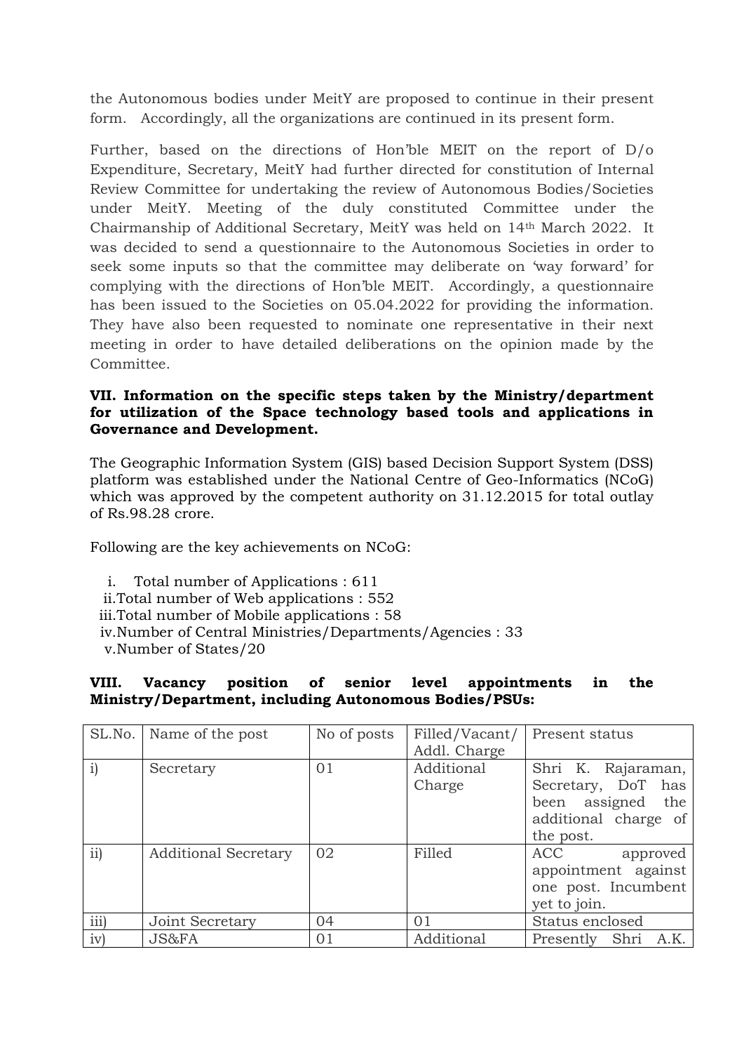the Autonomous bodies under MeitY are proposed to continue in their present form. Accordingly, all the organizations are continued in its present form.

Further, based on the directions of Hon'ble MEIT on the report of D/o Expenditure, Secretary, MeitY had further directed for constitution of Internal Review Committee for undertaking the review of Autonomous Bodies/Societies under MeitY. Meeting of the duly constituted Committee under the Chairmanship of Additional Secretary, MeitY was held on 14th March 2022. It was decided to send a questionnaire to the Autonomous Societies in order to seek some inputs so that the committee may deliberate on 'way forward' for complying with the directions of Hon'ble MEIT. Accordingly, a questionnaire has been issued to the Societies on 05.04.2022 for providing the information. They have also been requested to nominate one representative in their next meeting in order to have detailed deliberations on the opinion made by the Committee.

**VII. Information on the specific steps taken by the Ministry/department for utilization of the Space technology based tools and applications in Governance and Development.**

The Geographic Information System (GIS) based Decision Support System (DSS) platform was established under the National Centre of Geo-Informatics (NCoG) which was approved by the competent authority on 31.12.2015 for total outlay of Rs.98.28 crore.

Following are the key achievements on NCoG:

i. Total number of Applications : 611
ii. Total number of Web applications : 552
iii. Total number of Mobile applications : 58
iv. Number of Central Ministries/Departments/Agencies : 33
v. Number of States/20

**VIII. Vacancy position of senior level appointments in the Ministry/Department, including Autonomous Bodies/PSUs:**

| SL.No. | Name of the post | No of posts | Filled/Vacant/ Addl. Charge | Present status |
|---|---|---|---|---|
| i) | Secretary | 01 | Additional Charge | Shri K. Rajaraman, Secretary, DoT has been assigned the additional charge of the post. |
| ii) | Additional Secretary | 02 | Filled | ACC approved appointment against one post. Incumbent yet to join. |
| iii) | Joint Secretary | 04 | 01 | Status enclosed |
| iv) | JS&FA | 01 | Additional | Presently Shri A.K. |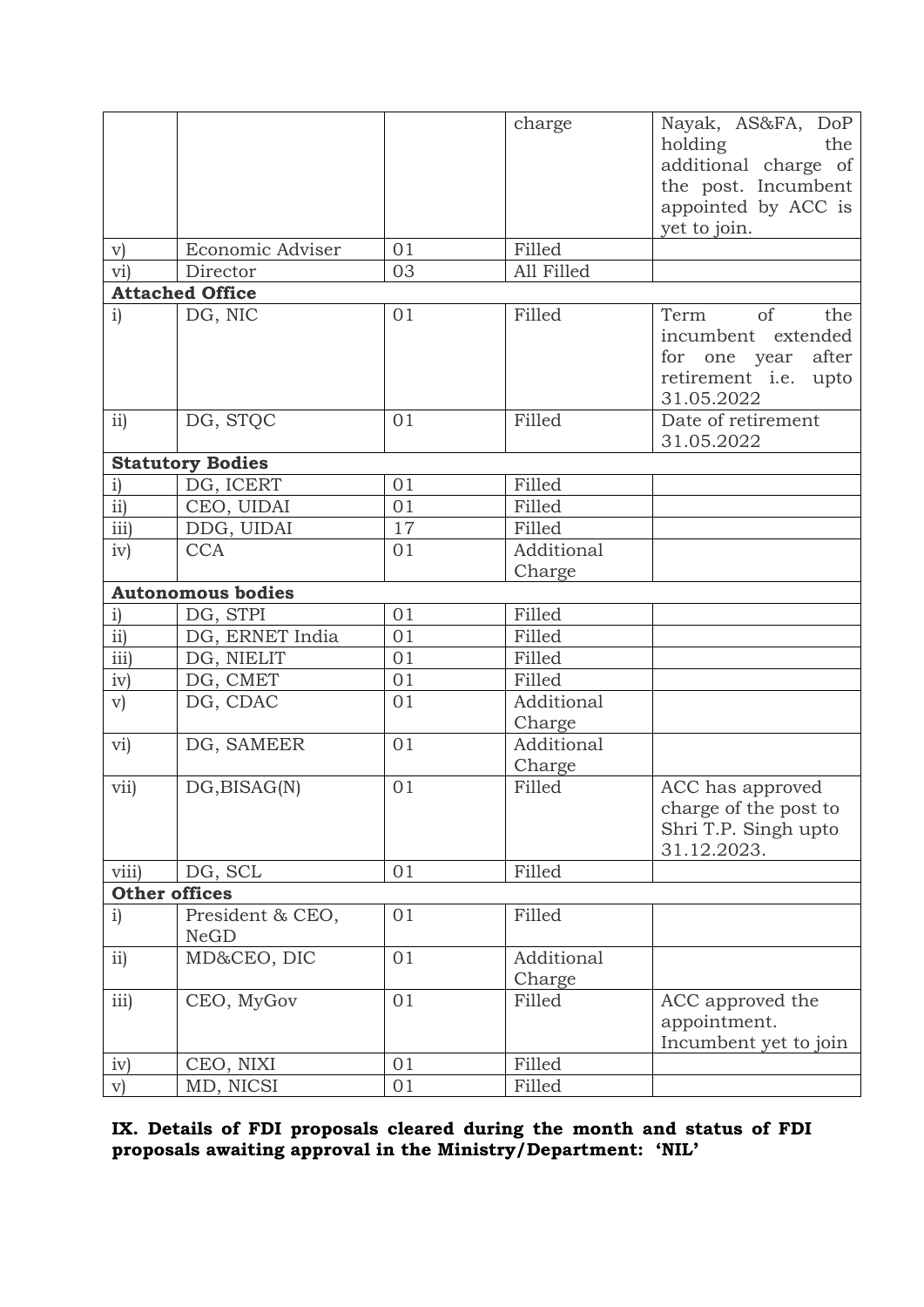|  |  |  | charge | Nayak, AS&FA, DoP holding the additional charge of the post. Incumbent appointed by ACC is yet to join. |
| --- | --- | --- | --- | --- |
| v) | Economic Adviser | 01 | Filled |  |
| vi) | Director | 03 | All Filled |  |
| **Attached Office** |  |  |  |  |
| i) | DG, NIC | 01 | Filled | Term of the incumbent extended for one year after retirement i.e. upto 31.05.2022 |
| ii) | DG, STQC | 01 | Filled | Date of retirement 31.05.2022 |
| **Statutory Bodies** |  |  |  |  |
| i) | DG, ICERT | 01 | Filled |  |
| ii) | CEO, UIDAI | 01 | Filled |  |
| iii) | DDG, UIDAI | 17 | Filled |  |
| iv) | CCA | 01 | Additional Charge |  |
| **Autonomous bodies** |  |  |  |  |
| i) | DG, STPI | 01 | Filled |  |
| ii) | DG, ERNET India | 01 | Filled |  |
| iii) | DG, NIELIT | 01 | Filled |  |
| iv) | DG, CMET | 01 | Filled |  |
| v) | DG, CDAC | 01 | Additional Charge |  |
| vi) | DG, SAMEER | 01 | Additional Charge |  |
| vii) | DG,BISAG(N) | 01 | Filled | ACC has approved charge of the post to Shri T.P. Singh upto 31.12.2023. |
| viii) | DG, SCL | 01 | Filled |  |
| **Other offices** |  |  |  |  |
| i) | President & CEO, NeGD | 01 | Filled |  |
| ii) | MD&CEO, DIC | 01 | Additional Charge |  |
| iii) | CEO, MyGov | 01 | Filled | ACC approved the appointment. Incumbent yet to join |
| iv) | CEO, NIXI | 01 | Filled |  |
| v) | MD, NICSI | 01 | Filled |  |

**IX. Details of FDI proposals cleared during the month and status of FDI proposals awaiting approval in the Ministry/Department: 'NIL'**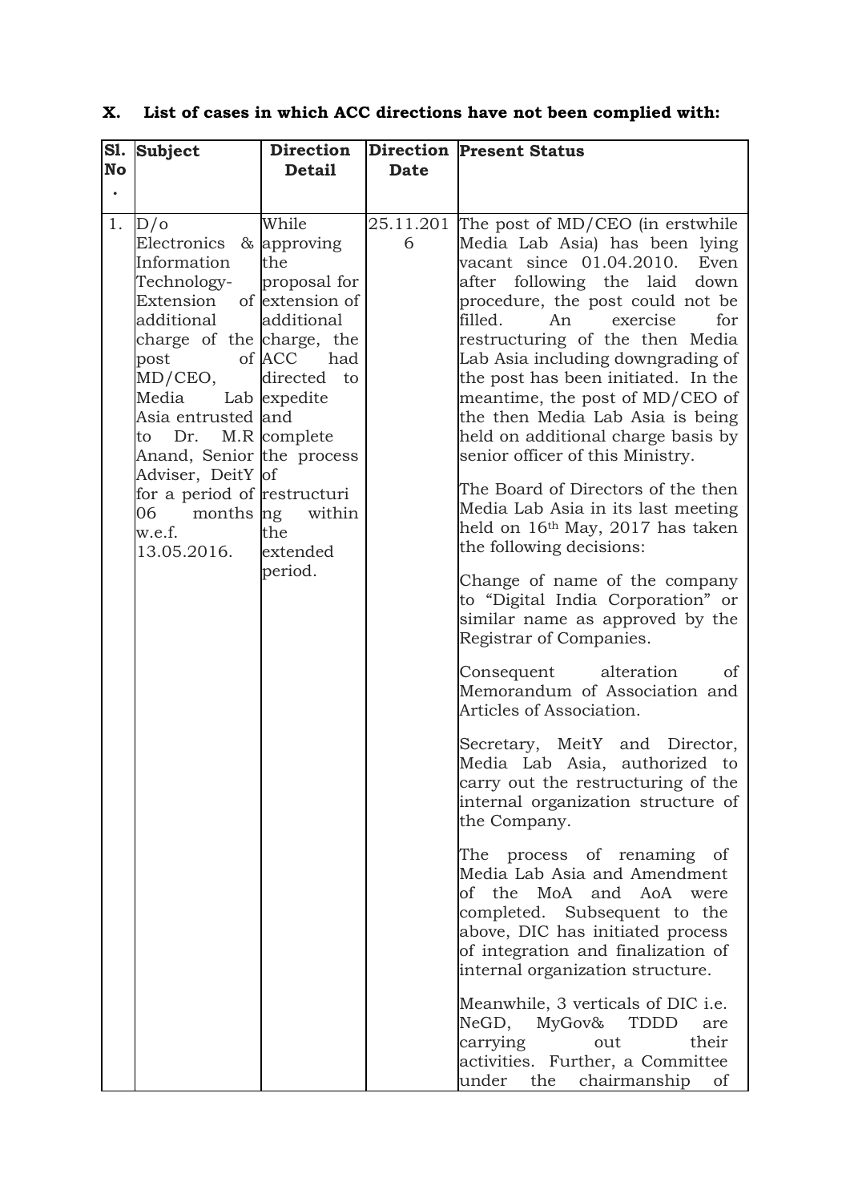## X. List of cases in which ACC directions have not been complied with:

| Sl. No. | Subject | Direction Detail | Direction Date | Present Status |
|---|---|---|---|---|
| 1. | D/o Electronics & Information Technology- Extension of additional charge of the post of MD/CEO, Media Lab Asia entrusted to Dr. M.R Anand, Senior Adviser, DeitY for a period of 06 months w.e.f. 13.05.2016. | While approving the proposal for extension of additional charge, the ACC had directed to expedite and complete the process of restructuring within the extended period. | 25.11.2016 | The post of MD/CEO (in erstwhile Media Lab Asia) has been lying vacant since 01.04.2010. Even after following the laid down procedure, the post could not be filled. An exercise for restructuring of the then Media Lab Asia including downgrading of the post has been initiated. In the meantime, the post of MD/CEO of the then Media Lab Asia is being held on additional charge basis by senior officer of this Ministry.<br><br>The Board of Directors of the then Media Lab Asia in its last meeting held on 16th May, 2017 has taken the following decisions:<br><br>Change of name of the company to "Digital India Corporation" or similar name as approved by the Registrar of Companies.<br><br>Consequent alteration of Memorandum of Association and Articles of Association.<br><br>Secretary, MeitY and Director, Media Lab Asia, authorized to carry out the restructuring of the internal organization structure of the Company.<br><br>The process of renaming of Media Lab Asia and Amendment of the MoA and AoA were completed. Subsequent to the above, DIC has initiated process of integration and finalization of internal organization structure.<br><br>Meanwhile, 3 verticals of DIC i.e. NeGD, MyGov& TDDD are carrying out their activities. Further, a Committee under the chairmanship of |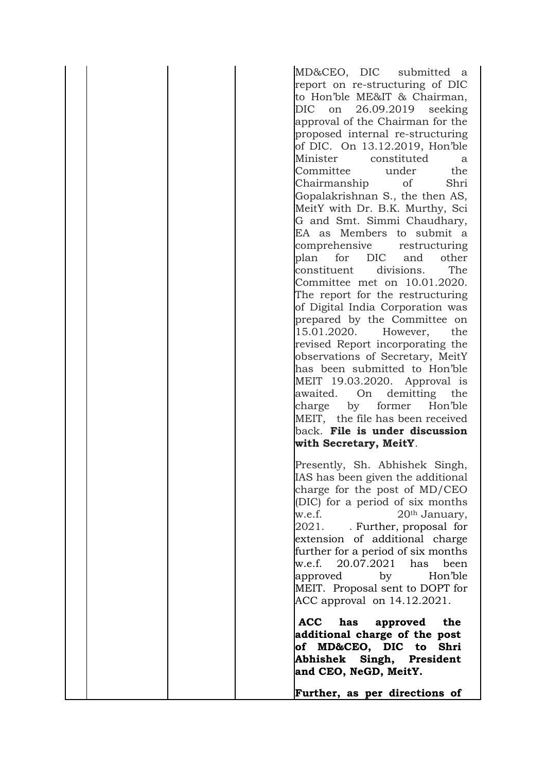|  |  |  |  |
|---|---|---|---|
|  |  |  | MD&CEO, DIC submitted a report on re-structuring of DIC to Hon'ble ME&IT & Chairman, DIC on 26.09.2019 seeking approval of the Chairman for the proposed internal re-structuring of DIC. On 13.12.2019, Hon'ble Minister constituted a Committee under the Chairmanship of Shri Gopalakrishnan S., the then AS, MeitY with Dr. B.K. Murthy, Sci G and Smt. Simmi Chaudhary, EA as Members to submit a comprehensive restructuring plan for DIC and other constituent divisions. The Committee met on 10.01.2020. The report for the restructuring of Digital India Corporation was prepared by the Committee on 15.01.2020. However, the revised Report incorporating the observations of Secretary, MeitY has been submitted to Hon'ble MEIT 19.03.2020. Approval is awaited. On demitting the charge by former Hon'ble MEIT, the file has been received back. **File is under discussion with Secretary, MeitY**.<br><br>Presently, Sh. Abhishek Singh, IAS has been given the additional charge for the post of MD/CEO (DIC) for a period of six months w.e.f. 20th January, 2021. . Further, proposal for extension of additional charge further for a period of six months w.e.f. 20.07.2021 has been approved by Hon'ble MEIT. Proposal sent to DOPT for ACC approval on 14.12.2021.<br><br>**ACC has approved the additional charge of the post of MD&CEO, DIC to Shri Abhishek Singh, President and CEO, NeGD, MeitY.**<br><br>**Further, as per directions of** |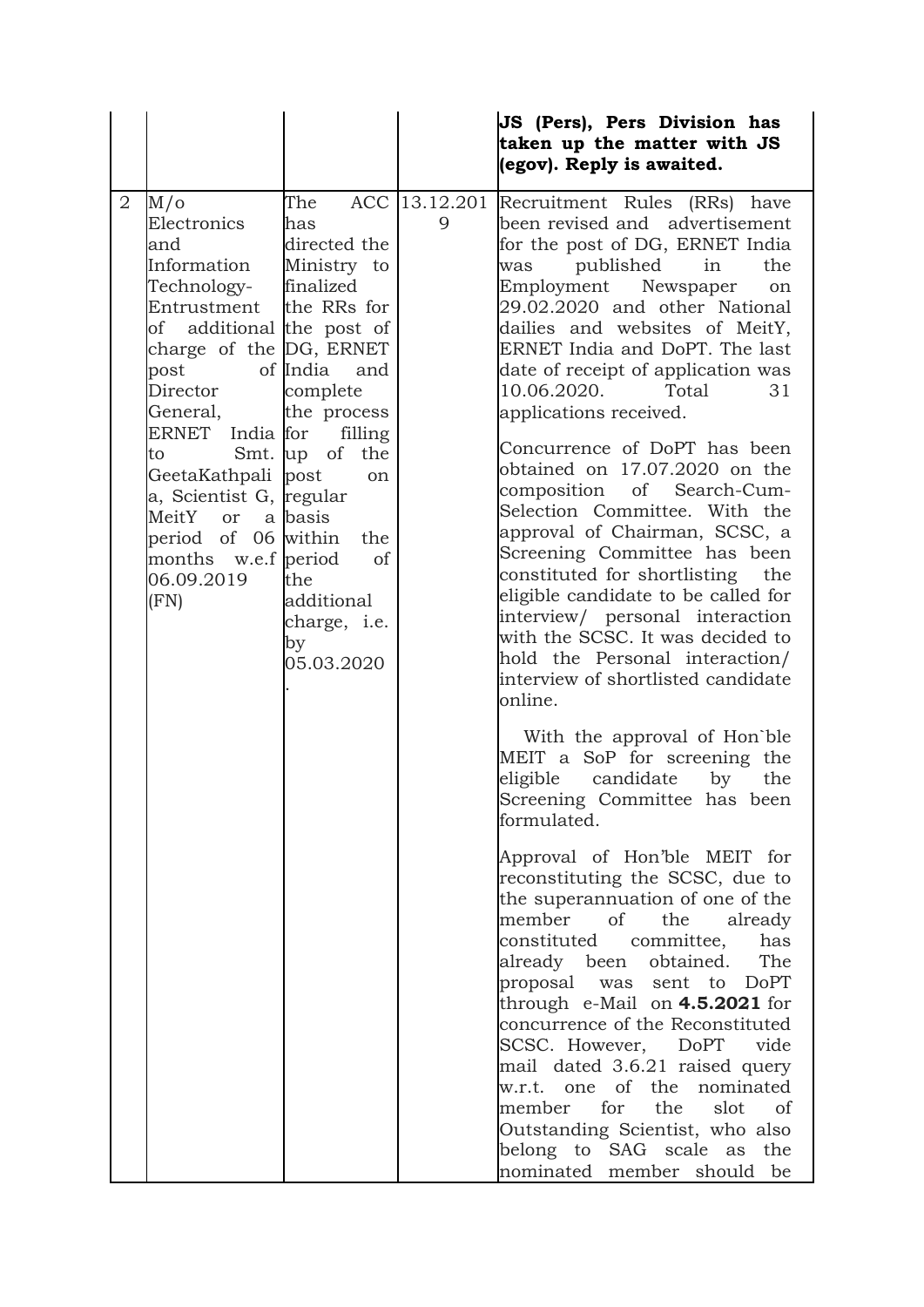| | | | | **JS (Pers), Pers Division has taken up the matter with JS (egov). Reply is awaited.** |
|---|---|---|---|---|
| 2 | M/o Electronics and Information Technology- Entrustment of additional charge of the post of Director General, ERNET India to Smt. GeetaKathpalia, Scientist G, MeitY or a period of 06 months w.e.f 06.09.2019 (FN) | The ACC has directed the Ministry to finalized the RRs for the post of DG, ERNET India and complete the process for filling up of the post on regular basis within the period of the additional charge, i.e. by 05.03.2020 . | 13.12.2019 | Recruitment Rules (RRs) have been revised and advertisement for the post of DG, ERNET India was published in the Employment Newspaper on 29.02.2020 and other National dailies and websites of MeitY, ERNET India and DoPT. The last date of receipt of application was 10.06.2020. Total 31 applications received.<br><br>Concurrence of DoPT has been obtained on 17.07.2020 on the composition of Search-Cum-Selection Committee. With the approval of Chairman, SCSC, a Screening Committee has been constituted for shortlisting the eligible candidate to be called for interview/ personal interaction with the SCSC. It was decided to hold the Personal interaction/ interview of shortlisted candidate online.<br><br>With the approval of Hon`ble MEIT a SoP for screening the eligible candidate by the Screening Committee has been formulated.<br><br>Approval of Hon'ble MEIT for reconstituting the SCSC, due to the superannuation of one of the member of the already constituted committee, has already been obtained. The proposal was sent to DoPT through e-Mail on **4.5.2021** for concurrence of the Reconstituted SCSC. However, DoPT vide mail dated 3.6.21 raised query w.r.t. one of the nominated member for the slot of Outstanding Scientist, who also belong to SAG scale as the nominated member should be |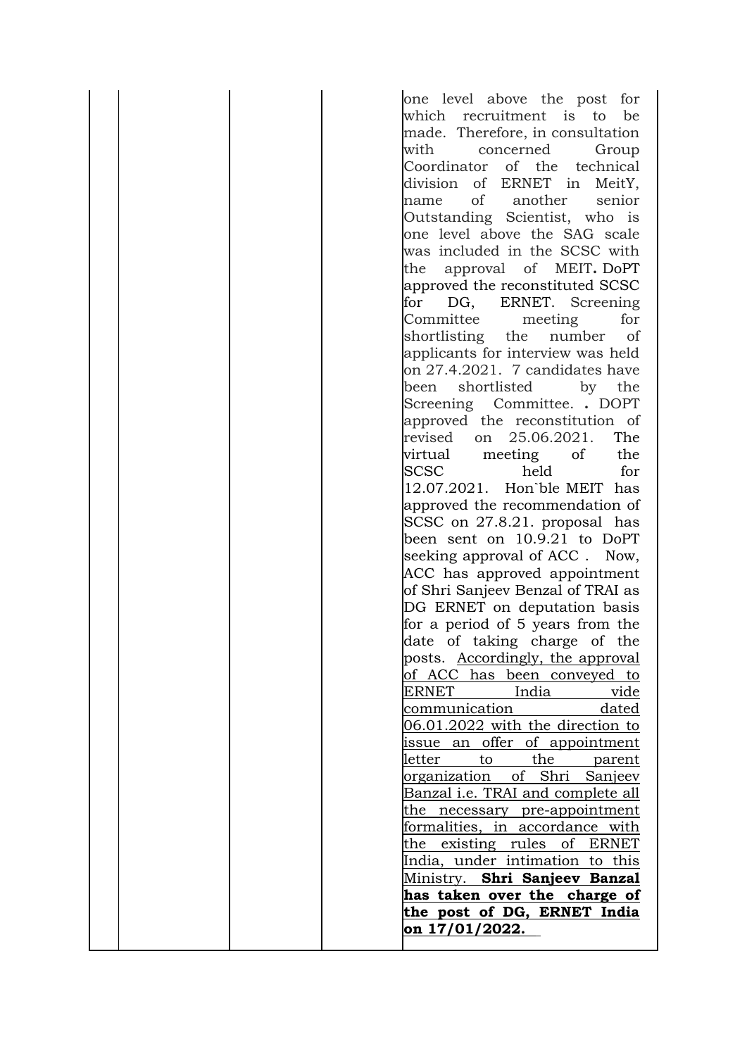| | | | | |
|---|---|---|---|---|
| | | | | one level above the post for which recruitment is to be made. Therefore, in consultation with concerned Group Coordinator of the technical division of ERNET in MeitY, name of another senior Outstanding Scientist, who is one level above the SAG scale was included in the SCSC with the approval of MEIT**.** DoPT approved the reconstituted SCSC for DG, ERNET. Screening Committee meeting for shortlisting the number of applicants for interview was held on 27.4.2021. 7 candidates have been shortlisted by the Screening Committee. **.** DOPT approved the reconstitution of revised on 25.06.2021. The virtual meeting of the SCSC held for 12.07.2021. Hon`ble MEIT has approved the recommendation of SCSC on 27.8.21. proposal has been sent on 10.9.21 to DoPT seeking approval of ACC . Now, ACC has approved appointment of Shri Sanjeev Benzal of TRAI as DG ERNET on deputation basis for a period of 5 years from the date of taking charge of the posts. Accordingly, the approval of ACC has been conveyed to ERNET India vide communication dated 06.01.2022 with the direction to issue an offer of appointment letter to the parent organization of Shri Sanjeev Banzal i.e. TRAI and complete all the necessary pre-appointment formalities, in accordance with the existing rules of ERNET India, under intimation to this Ministry. **Shri Sanjeev Banzal has taken over the charge of the post of DG, ERNET India on 17/01/2022.** |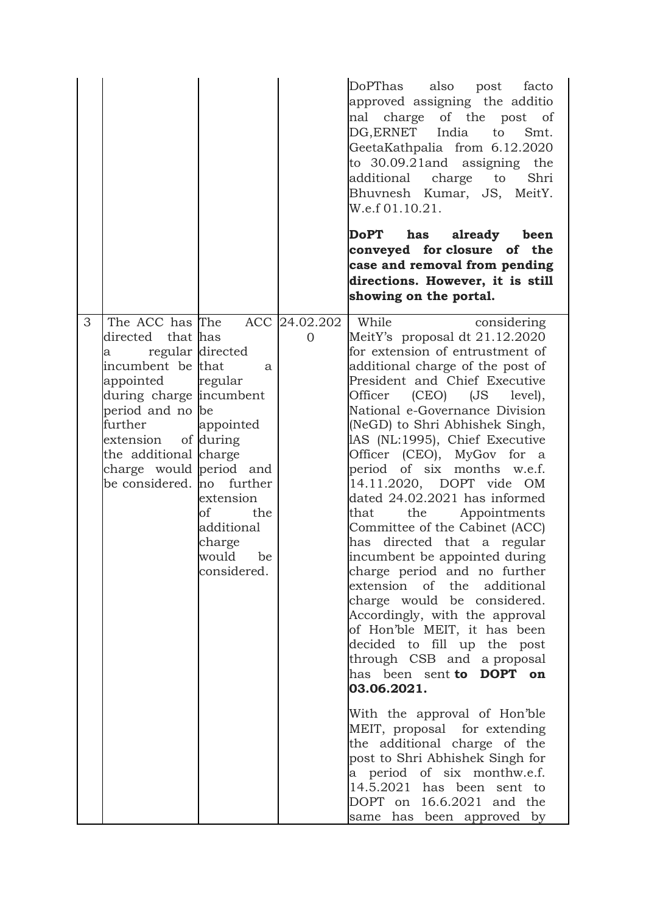|  |  |  |  |  |
|---|---|---|---|---|
|  |  |  |  | DoPThas also post facto approved assigning the additio nal charge of the post of DG,ERNET India to Smt. GeetaKathpalia from 6.12.2020 to 30.09.21and assigning the additional charge to Shri Bhuvnesh Kumar, JS, MeitY. W.e.f 01.10.21.<br><br>**DoPT has already been conveyed for closure of the case and removal from pending directions. However, it is still showing on the portal.** |
| 3 | The ACC has directed that a regular incumbent be appointed during charge period and no further extension of the additional charge would be considered. | The ACC has directed that a regular incumbent be appointed during charge period and no further extension of the additional charge would be considered. | 24.02.2020 | While considering MeitY's proposal dt 21.12.2020 for extension of entrustment of additional charge of the post of President and Chief Executive Officer (CEO) (JS level), National e-Governance Division (NeGD) to Shri Abhishek Singh, IAS (NL:1995), Chief Executive Officer (CEO), MyGov for a period of six months w.e.f. 14.11.2020, DOPT vide OM dated 24.02.2021 has informed that the Appointments Committee of the Cabinet (ACC) has directed that a regular incumbent be appointed during charge period and no further extension of the additional charge would be considered. Accordingly, with the approval of Hon'ble MEIT, it has been decided to fill up the post through CSB and a proposal has been sent **to DOPT on 03.06.2021.**<br><br>With the approval of Hon'ble MEIT, proposal for extending the additional charge of the post to Shri Abhishek Singh for a period of six monthw.e.f. 14.5.2021 has been sent to DOPT on 16.6.2021 and the same has been approved by |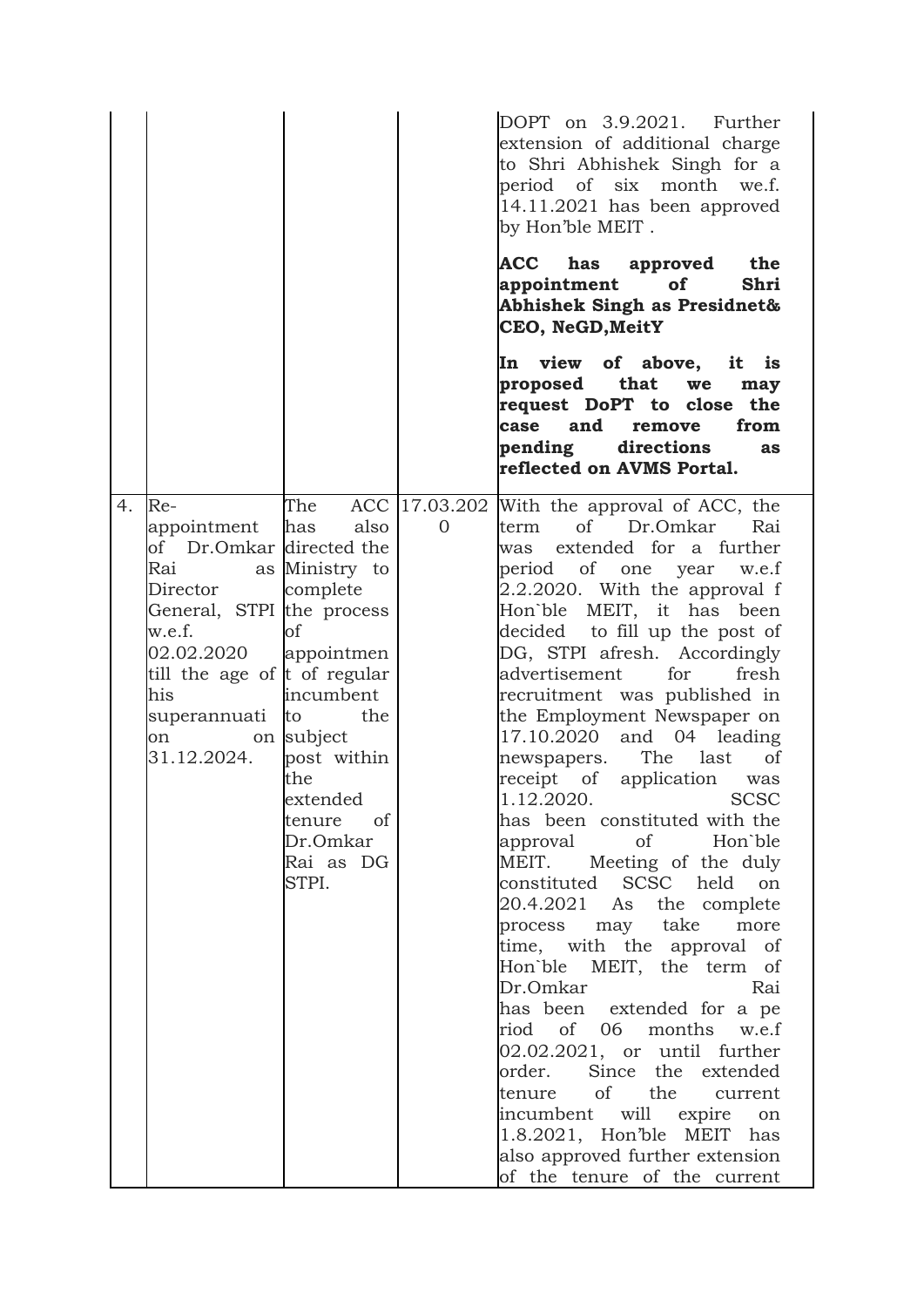| | | | | |
|---|---|---|---|---|
| | | | | DOPT on 3.9.2021. Further extension of additional charge to Shri Abhishek Singh for a period of six month we.f. 14.11.2021 has been approved by Hon'ble MEIT . **ACC has approved the appointment of Shri Abhishek Singh as Presidnet& CEO, NeGD,MeitY** **In view of above, it is proposed that we may request DoPT to close the case and remove from pending directions as reflected on AVMS Portal.** |
| 4. | Re-appointment of Dr.Omkar Rai as Director General, STPI w.e.f. 02.02.2020 till the age of his superannuation on 31.12.2024. | The ACC has also directed the Ministry to complete the process of appointment of regular incumbent to the subject post within the extended tenure of Dr.Omkar Rai as DG STPI. | 17.03.2020 | With the approval of ACC, the term of Dr.Omkar Rai was extended for a further period of one year w.e.f 2.2.2020. With the approval f Hon`ble MEIT, it has been decided to fill up the post of DG, STPI afresh. Accordingly advertisement for fresh recruitment was published in the Employment Newspaper on 17.10.2020 and 04 leading newspapers. The last of receipt of application was 1.12.2020. SCSC has been constituted with the approval of Hon`ble MEIT. Meeting of the duly constituted SCSC held on 20.4.2021 As the complete process may take more time, with the approval of Hon`ble MEIT, the term of Dr.Omkar Rai has been extended for a pe riod of 06 months w.e.f 02.02.2021, or until further order. Since the extended tenure of the current incumbent will expire on 1.8.2021, Hon'ble MEIT has also approved further extension of the tenure of the current |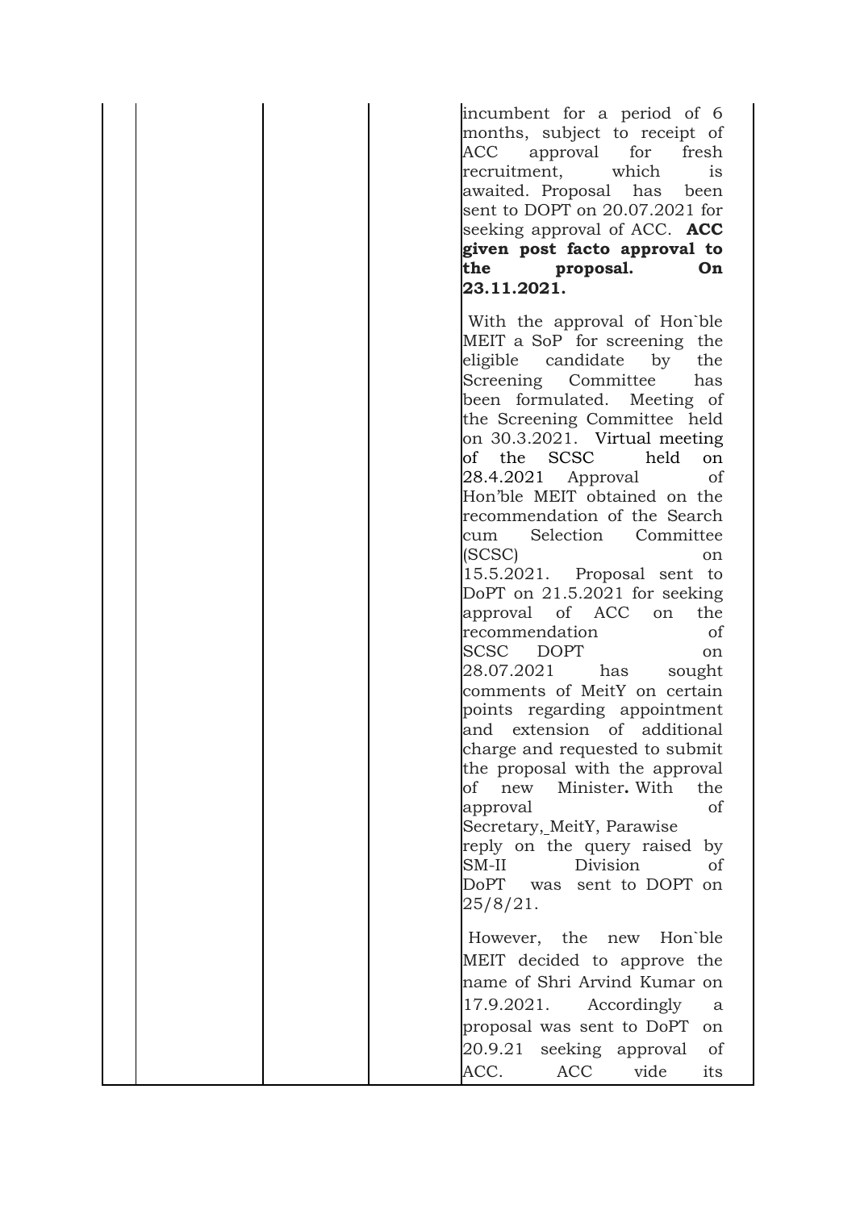|  |  |  |  | incumbent for a period of 6 months, subject to receipt of ACC approval for fresh recruitment, which is awaited. Proposal has been sent to DOPT on 20.07.2021 for seeking approval of ACC. **ACC given post facto approval to the proposal. On 23.11.2021.**<br><br>With the approval of Hon`ble MEIT a SoP for screening the eligible candidate by the Screening Committee has been formulated. Meeting of the Screening Committee held on 30.3.2021. Virtual meeting of the SCSC held on 28.4.2021 Approval of Hon'ble MEIT obtained on the recommendation of the Search cum Selection Committee (SCSC) on 15.5.2021. Proposal sent to DoPT on 21.5.2021 for seeking approval of ACC on the recommendation of SCSC DOPT on 28.07.2021 has sought comments of MeitY on certain points regarding appointment and extension of additional charge and requested to submit the proposal with the approval of new Minister**.** With the approval of Secretary, MeitY, Parawise reply on the query raised by SM-II Division of DoPT was sent to DOPT on 25/8/21.<br><br>However, the new Hon`ble MEIT decided to approve the name of Shri Arvind Kumar on 17.9.2021. Accordingly a proposal was sent to DoPT on 20.9.21 seeking approval of ACC. ACC vide its |
|---|---|---|---|---|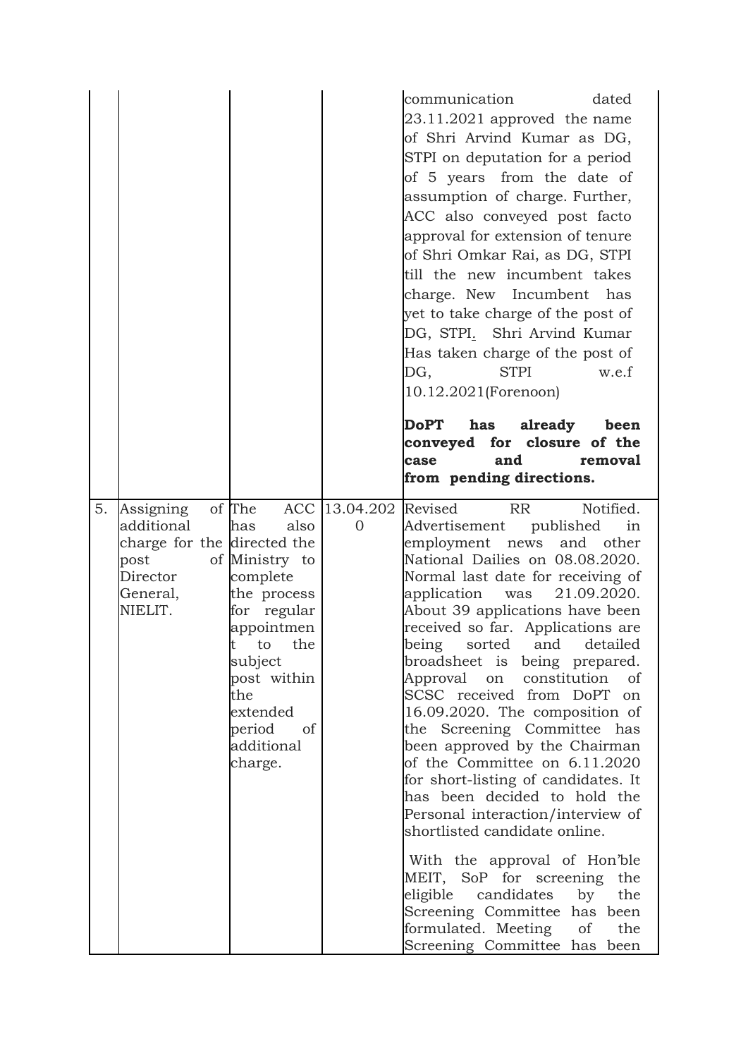| | | | | |
|---|---|---|---|---|
| | | | | communication dated 23.11.2021 approved the name of Shri Arvind Kumar as DG, STPI on deputation for a period of 5 years from the date of assumption of charge. Further, ACC also conveyed post facto approval for extension of tenure of Shri Omkar Rai, as DG, STPI till the new incumbent takes charge. New Incumbent has yet to take charge of the post of DG, STPI. Shri Arvind Kumar Has taken charge of the post of DG, STPI w.e.f 10.12.2021(Forenoon) <br><br> **DoPT has already been conveyed for closure of the case and removal from pending directions.** |
| 5. | Assigning of additional charge for the post of Director General, NIELIT. | The ACC has also directed the Ministry to complete the process for regular appointment to the subject post within the extended period of additional charge. | 13.04.2020 | Revised RR Notified. Advertisement published in employment news and other National Dailies on 08.08.2020. Normal last date for receiving of application was 21.09.2020. About 39 applications have been received so far. Applications are being sorted and detailed broadsheet is being prepared. Approval on constitution of SCSC received from DoPT on 16.09.2020. The composition of the Screening Committee has been approved by the Chairman of the Committee on 6.11.2020 for short-listing of candidates. It has been decided to hold the Personal interaction/interview of shortlisted candidate online. <br><br> With the approval of Hon'ble MEIT, SoP for screening the eligible candidates by the Screening Committee has been formulated. Meeting of the Screening Committee has been |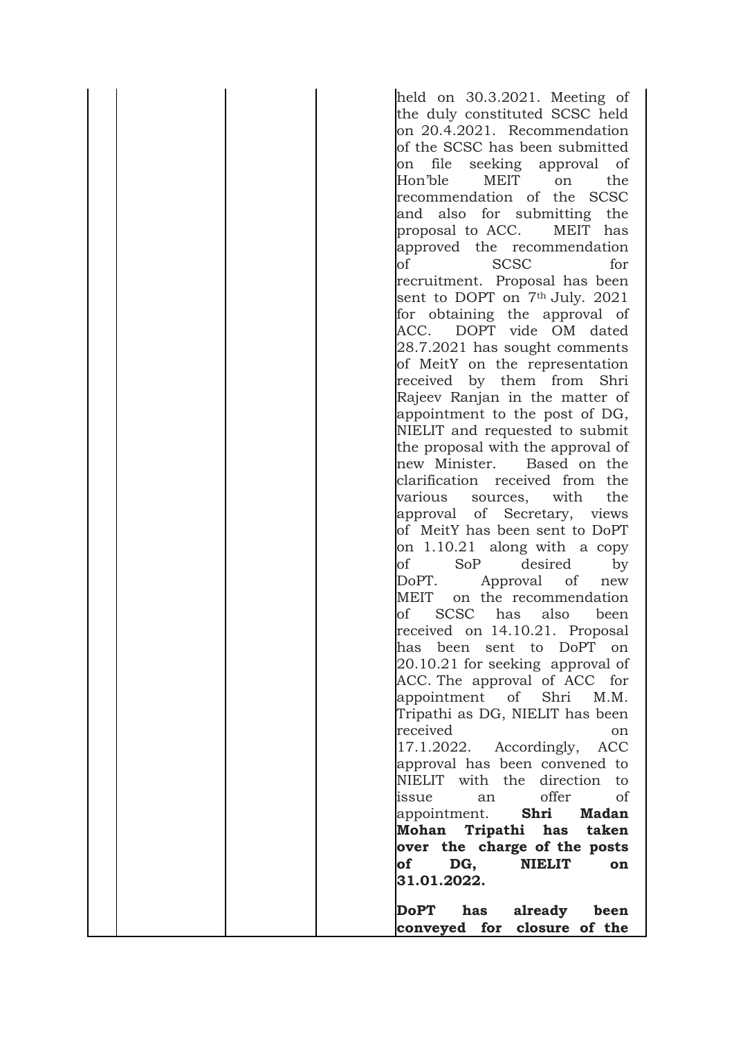| | | | |
|---|---|---|---|
| | | | held on 30.3.2021. Meeting of the duly constituted SCSC held on 20.4.2021. Recommendation of the SCSC has been submitted on file seeking approval of Hon'ble MEIT on the recommendation of the SCSC and also for submitting the proposal to ACC. MEIT has approved the recommendation of SCSC for recruitment. Proposal has been sent to DOPT on 7th July. 2021 for obtaining the approval of ACC. DOPT vide OM dated 28.7.2021 has sought comments of MeitY on the representation received by them from Shri Rajeev Ranjan in the matter of appointment to the post of DG, NIELIT and requested to submit the proposal with the approval of new Minister. Based on the clarification received from the various sources, with the approval of Secretary, views of MeitY has been sent to DoPT on 1.10.21 along with a copy of SoP desired by DoPT. Approval of new MEIT on the recommendation of SCSC has also been received on 14.10.21. Proposal has been sent to DoPT on 20.10.21 for seeking approval of ACC. The approval of ACC for appointment of Shri M.M. Tripathi as DG, NIELIT has been received on 17.1.2022. Accordingly, ACC approval has been convened to NIELIT with the direction to issue an offer of appointment. **Shri Madan Mohan Tripathi has taken over the charge of the posts of DG, NIELIT on 31.01.2022.**<br><br>**DoPT has already been conveyed for closure of the** |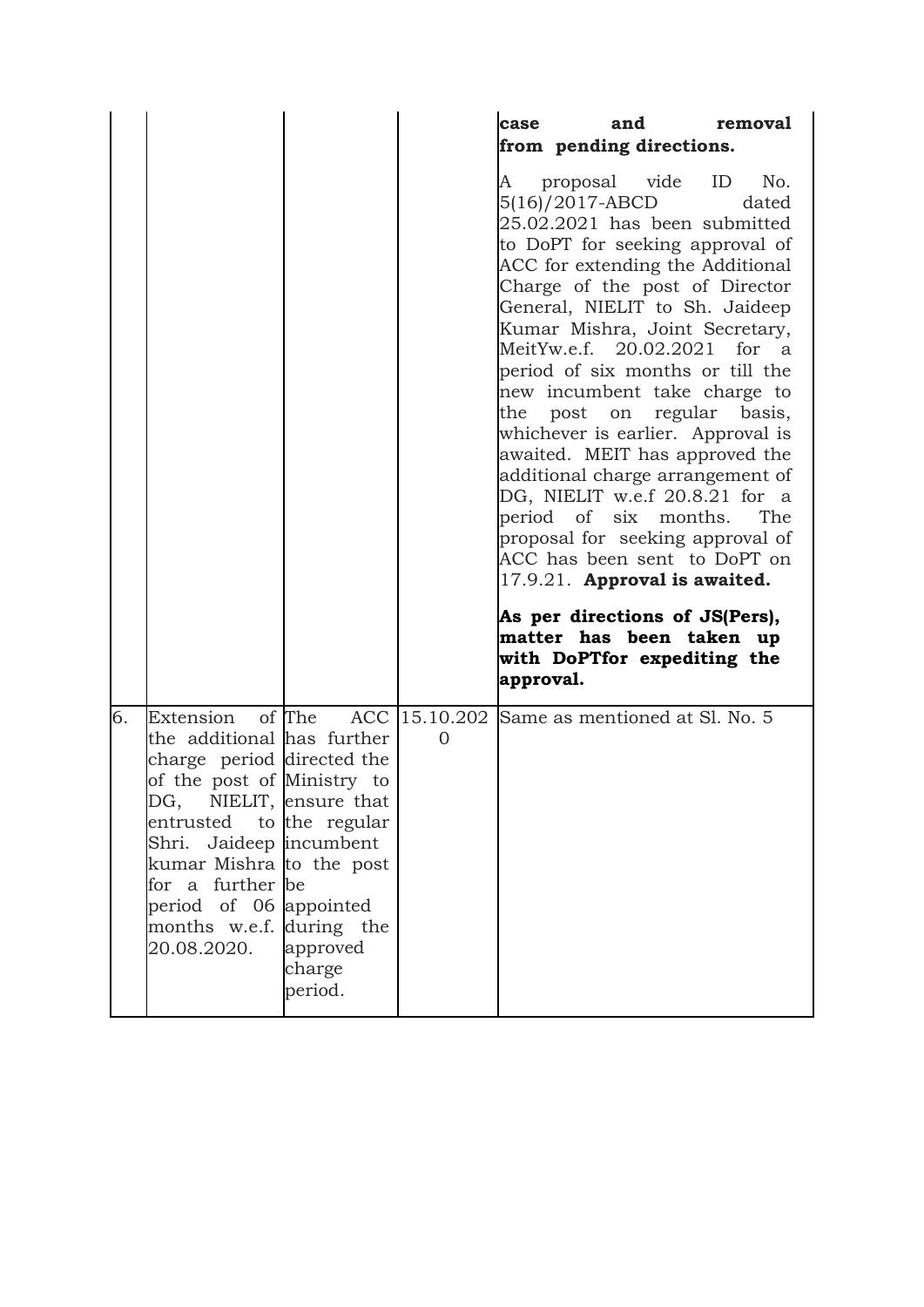| | | | | |
|---|---|---|---|---|
| | | | | **case and removal from pending directions.**<br><br>A proposal vide ID No. 5(16)/2017-ABCD dated 25.02.2021 has been submitted to DoPT for seeking approval of ACC for extending the Additional Charge of the post of Director General, NIELIT to Sh. Jaideep Kumar Mishra, Joint Secretary, MeitYw.e.f. 20.02.2021 for a period of six months or till the new incumbent take charge to the post on regular basis, whichever is earlier. Approval is awaited. MEIT has approved the additional charge arrangement of DG, NIELIT w.e.f 20.8.21 for a period of six months. The proposal for seeking approval of ACC has been sent to DoPT on 17.9.21. **Approval is awaited.**<br><br>**As per directions of JS(Pers), matter has been taken up with DoPTfor expediting the approval.** |
| 6. | Extension of the additional charge period of the post of DG, NIELIT, entrusted to Shri. Jaideep kumar Mishra for a further period of 06 months w.e.f. 20.08.2020. | The ACC has further directed the Ministry to ensure that the regular incumbent to the post be appointed during the approved charge period. | 15.10.2020 | Same as mentioned at Sl. No. 5 |